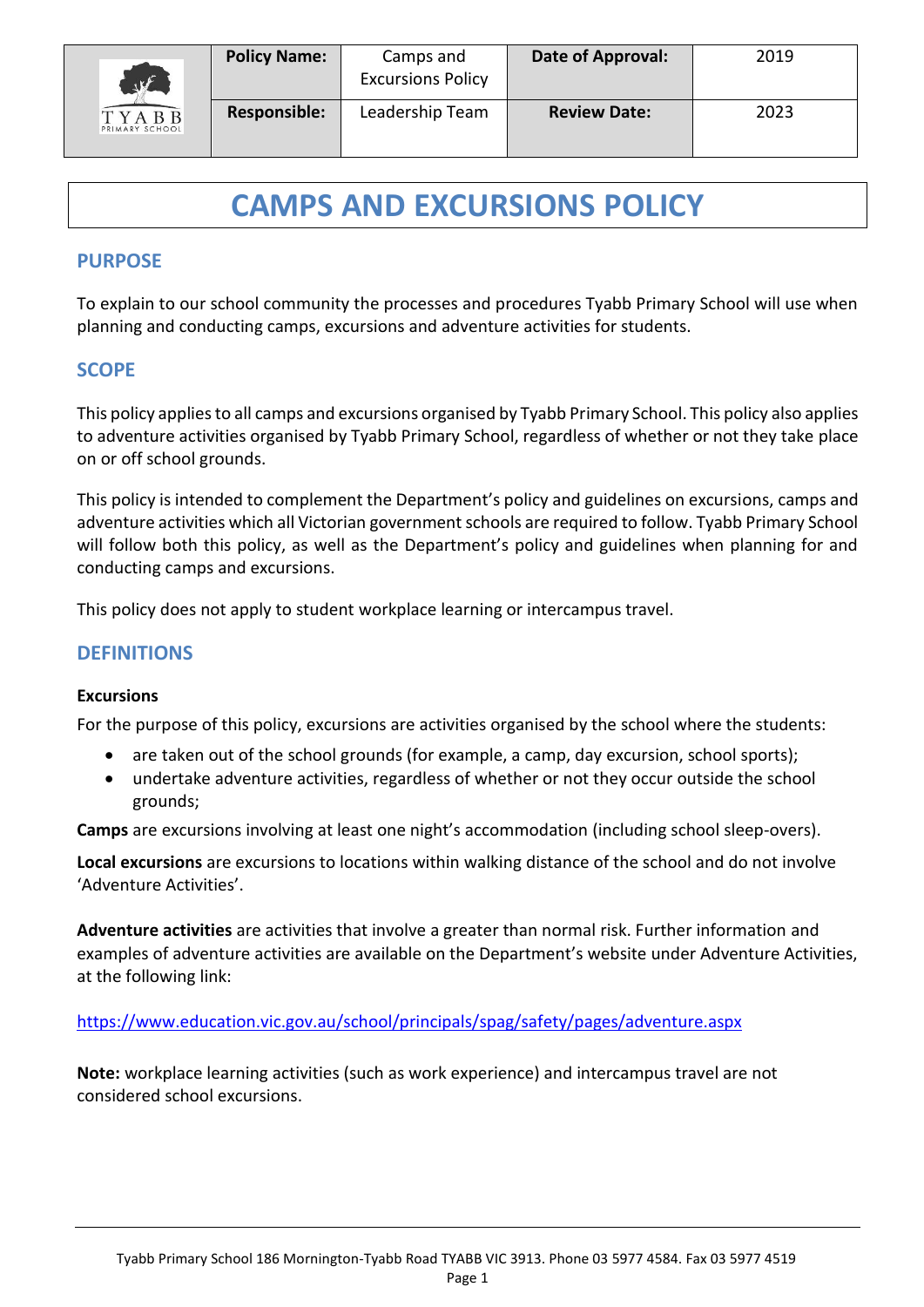| | Policy Name: | Camps and Excursions Policy | Date of Approval: | 2019 |
|---|---|---|---|---|
| TYABB PRIMARY SCHOOL | Responsible: | Leadership Team | Review Date: | 2023 |

# CAMPS AND EXCURSIONS POLICY

## PURPOSE

To explain to our school community the processes and procedures Tyabb Primary School will use when planning and conducting camps, excursions and adventure activities for students.

## SCOPE

This policy applies to all camps and excursions organised by Tyabb Primary School. This policy also applies to adventure activities organised by Tyabb Primary School, regardless of whether or not they take place on or off school grounds.

This policy is intended to complement the Department's policy and guidelines on excursions, camps and adventure activities which all Victorian government schools are required to follow. Tyabb Primary School will follow both this policy, as well as the Department's policy and guidelines when planning for and conducting camps and excursions.

This policy does not apply to student workplace learning or intercampus travel.

## DEFINITIONS

**Excursions**

For the purpose of this policy, excursions are activities organised by the school where the students:

- are taken out of the school grounds (for example, a camp, day excursion, school sports);
- undertake adventure activities, regardless of whether or not they occur outside the school grounds;

**Camps** are excursions involving at least one night's accommodation (including school sleep-overs).

**Local excursions** are excursions to locations within walking distance of the school and do not involve 'Adventure Activities'.

**Adventure activities** are activities that involve a greater than normal risk. Further information and examples of adventure activities are available on the Department's website under Adventure Activities, at the following link:

https://www.education.vic.gov.au/school/principals/spag/safety/pages/adventure.aspx

**Note:** workplace learning activities (such as work experience) and intercampus travel are not considered school excursions.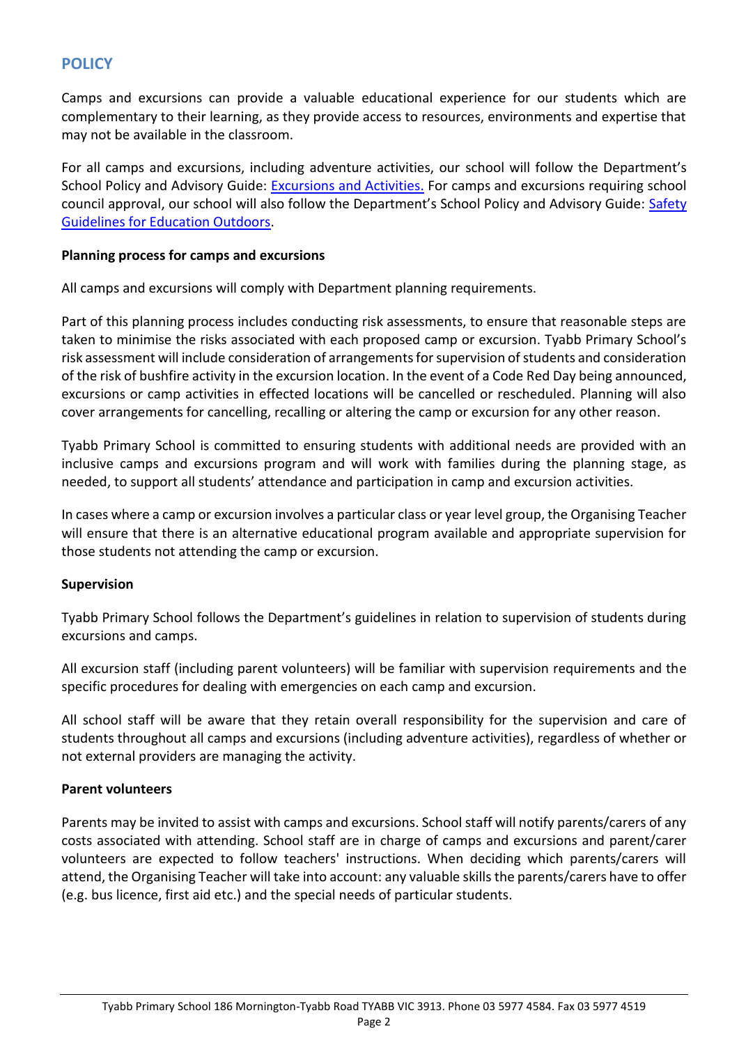## POLICY

Camps and excursions can provide a valuable educational experience for our students which are complementary to their learning, as they provide access to resources, environments and expertise that may not be available in the classroom.

For all camps and excursions, including adventure activities, our school will follow the Department's School Policy and Advisory Guide: [Excursions and Activities.](#) For camps and excursions requiring school council approval, our school will also follow the Department's School Policy and Advisory Guide: [Safety Guidelines for Education Outdoors](#).

**Planning process for camps and excursions**

All camps and excursions will comply with Department planning requirements.

Part of this planning process includes conducting risk assessments, to ensure that reasonable steps are taken to minimise the risks associated with each proposed camp or excursion. Tyabb Primary School's risk assessment will include consideration of arrangements for supervision of students and consideration of the risk of bushfire activity in the excursion location. In the event of a Code Red Day being announced, excursions or camp activities in effected locations will be cancelled or rescheduled. Planning will also cover arrangements for cancelling, recalling or altering the camp or excursion for any other reason.

Tyabb Primary School is committed to ensuring students with additional needs are provided with an inclusive camps and excursions program and will work with families during the planning stage, as needed, to support all students' attendance and participation in camp and excursion activities.

In cases where a camp or excursion involves a particular class or year level group, the Organising Teacher will ensure that there is an alternative educational program available and appropriate supervision for those students not attending the camp or excursion.

**Supervision**

Tyabb Primary School follows the Department's guidelines in relation to supervision of students during excursions and camps.

All excursion staff (including parent volunteers) will be familiar with supervision requirements and the specific procedures for dealing with emergencies on each camp and excursion.

All school staff will be aware that they retain overall responsibility for the supervision and care of students throughout all camps and excursions (including adventure activities), regardless of whether or not external providers are managing the activity.

**Parent volunteers**

Parents may be invited to assist with camps and excursions. School staff will notify parents/carers of any costs associated with attending. School staff are in charge of camps and excursions and parent/carer volunteers are expected to follow teachers' instructions. When deciding which parents/carers will attend, the Organising Teacher will take into account: any valuable skills the parents/carers have to offer (e.g. bus licence, first aid etc.) and the special needs of particular students.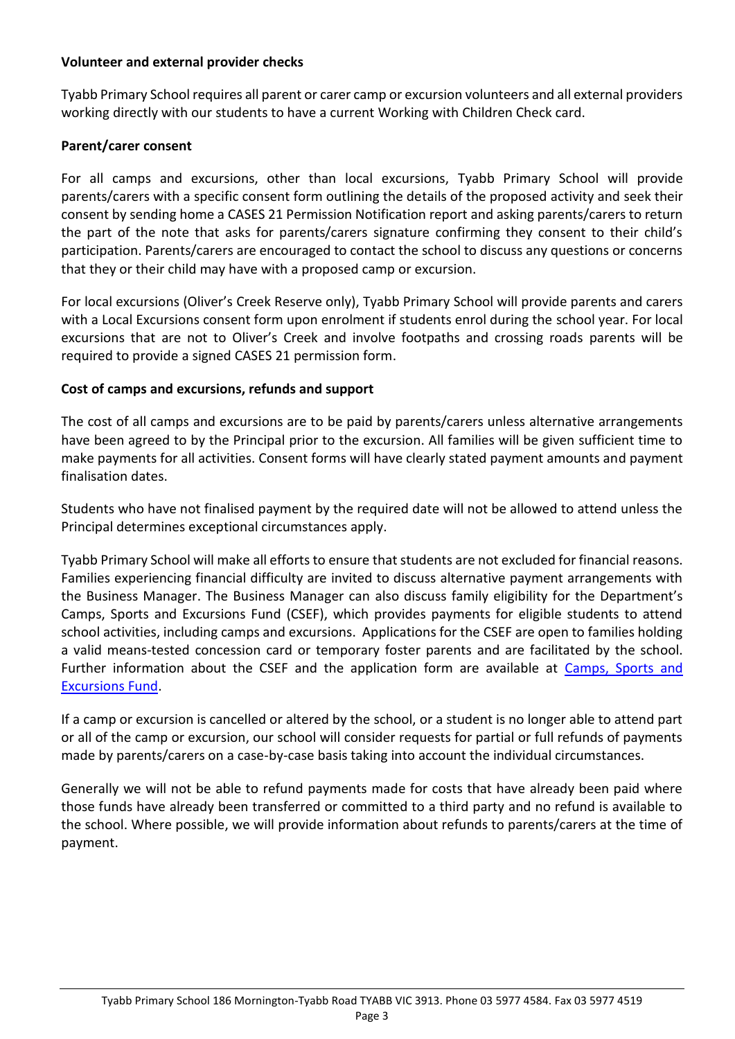**Volunteer and external provider checks**

Tyabb Primary School requires all parent or carer camp or excursion volunteers and all external providers working directly with our students to have a current Working with Children Check card.

**Parent/carer consent**

For all camps and excursions, other than local excursions, Tyabb Primary School will provide parents/carers with a specific consent form outlining the details of the proposed activity and seek their consent by sending home a CASES 21 Permission Notification report and asking parents/carers to return the part of the note that asks for parents/carers signature confirming they consent to their child's participation. Parents/carers are encouraged to contact the school to discuss any questions or concerns that they or their child may have with a proposed camp or excursion.

For local excursions (Oliver's Creek Reserve only), Tyabb Primary School will provide parents and carers with a Local Excursions consent form upon enrolment if students enrol during the school year. For local excursions that are not to Oliver's Creek and involve footpaths and crossing roads parents will be required to provide a signed CASES 21 permission form.

**Cost of camps and excursions, refunds and support**

The cost of all camps and excursions are to be paid by parents/carers unless alternative arrangements have been agreed to by the Principal prior to the excursion. All families will be given sufficient time to make payments for all activities. Consent forms will have clearly stated payment amounts and payment finalisation dates.

Students who have not finalised payment by the required date will not be allowed to attend unless the Principal determines exceptional circumstances apply.

Tyabb Primary School will make all efforts to ensure that students are not excluded for financial reasons. Families experiencing financial difficulty are invited to discuss alternative payment arrangements with the Business Manager. The Business Manager can also discuss family eligibility for the Department's Camps, Sports and Excursions Fund (CSEF), which provides payments for eligible students to attend school activities, including camps and excursions. Applications for the CSEF are open to families holding a valid means-tested concession card or temporary foster parents and are facilitated by the school. Further information about the CSEF and the application form are available at Camps, Sports and Excursions Fund.

If a camp or excursion is cancelled or altered by the school, or a student is no longer able to attend part or all of the camp or excursion, our school will consider requests for partial or full refunds of payments made by parents/carers on a case-by-case basis taking into account the individual circumstances.

Generally we will not be able to refund payments made for costs that have already been paid where those funds have already been transferred or committed to a third party and no refund is available to the school. Where possible, we will provide information about refunds to parents/carers at the time of payment.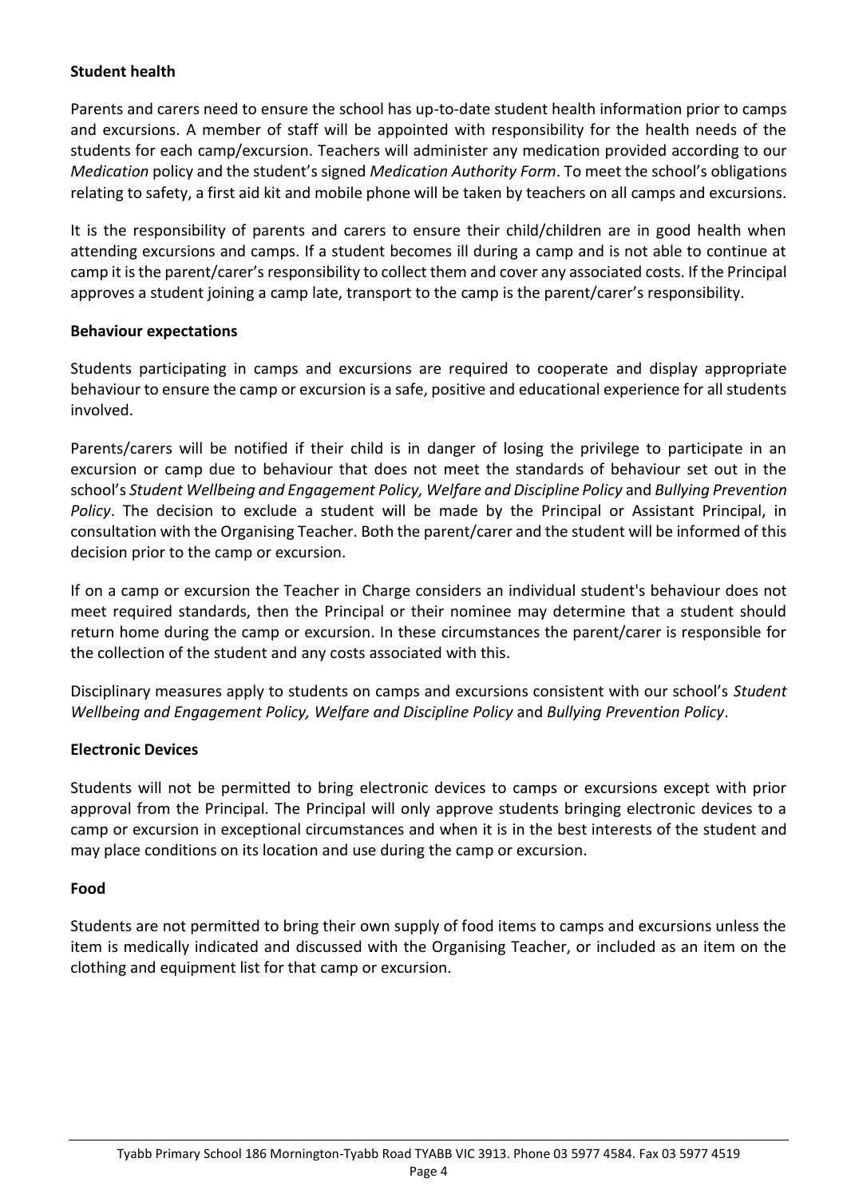**Student health**

Parents and carers need to ensure the school has up-to-date student health information prior to camps and excursions. A member of staff will be appointed with responsibility for the health needs of the students for each camp/excursion. Teachers will administer any medication provided according to our *Medication* policy and the student's signed *Medication Authority Form*. To meet the school's obligations relating to safety, a first aid kit and mobile phone will be taken by teachers on all camps and excursions.

It is the responsibility of parents and carers to ensure their child/children are in good health when attending excursions and camps. If a student becomes ill during a camp and is not able to continue at camp it is the parent/carer's responsibility to collect them and cover any associated costs. If the Principal approves a student joining a camp late, transport to the camp is the parent/carer's responsibility.

**Behaviour expectations**

Students participating in camps and excursions are required to cooperate and display appropriate behaviour to ensure the camp or excursion is a safe, positive and educational experience for all students involved.

Parents/carers will be notified if their child is in danger of losing the privilege to participate in an excursion or camp due to behaviour that does not meet the standards of behaviour set out in the school's *Student Wellbeing and Engagement Policy, Welfare and Discipline Policy* and *Bullying Prevention Policy*. The decision to exclude a student will be made by the Principal or Assistant Principal, in consultation with the Organising Teacher. Both the parent/carer and the student will be informed of this decision prior to the camp or excursion.

If on a camp or excursion the Teacher in Charge considers an individual student's behaviour does not meet required standards, then the Principal or their nominee may determine that a student should return home during the camp or excursion. In these circumstances the parent/carer is responsible for the collection of the student and any costs associated with this.

Disciplinary measures apply to students on camps and excursions consistent with our school's *Student Wellbeing and Engagement Policy, Welfare and Discipline Policy* and *Bullying Prevention Policy*.

**Electronic Devices**

Students will not be permitted to bring electronic devices to camps or excursions except with prior approval from the Principal. The Principal will only approve students bringing electronic devices to a camp or excursion in exceptional circumstances and when it is in the best interests of the student and may place conditions on its location and use during the camp or excursion.

**Food**

Students are not permitted to bring their own supply of food items to camps and excursions unless the item is medically indicated and discussed with the Organising Teacher, or included as an item on the clothing and equipment list for that camp or excursion.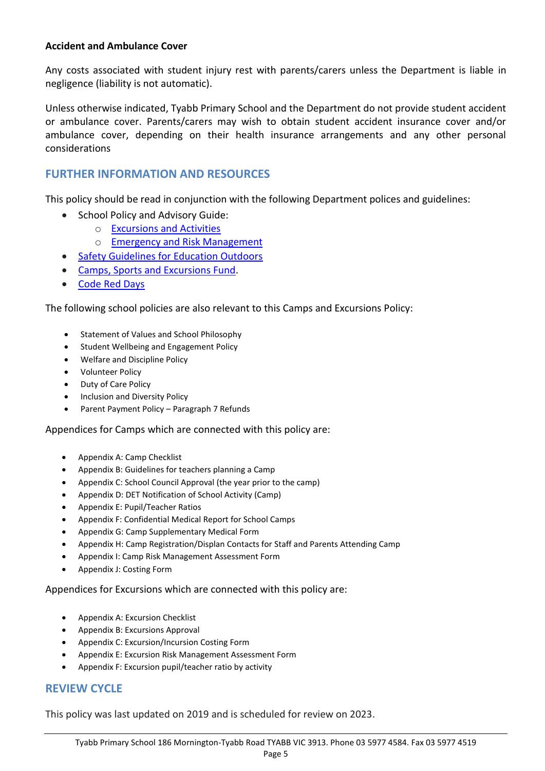**Accident and Ambulance Cover**

Any costs associated with student injury rest with parents/carers unless the Department is liable in negligence (liability is not automatic).

Unless otherwise indicated, Tyabb Primary School and the Department do not provide student accident or ambulance cover. Parents/carers may wish to obtain student accident insurance cover and/or ambulance cover, depending on their health insurance arrangements and any other personal considerations

## FURTHER INFORMATION AND RESOURCES

This policy should be read in conjunction with the following Department polices and guidelines:

- School Policy and Advisory Guide:
  - Excursions and Activities
  - Emergency and Risk Management
- Safety Guidelines for Education Outdoors
- Camps, Sports and Excursions Fund.
- Code Red Days

The following school policies are also relevant to this Camps and Excursions Policy:

- Statement of Values and School Philosophy
- Student Wellbeing and Engagement Policy
- Welfare and Discipline Policy
- Volunteer Policy
- Duty of Care Policy
- Inclusion and Diversity Policy
- Parent Payment Policy – Paragraph 7 Refunds

Appendices for Camps which are connected with this policy are:

- Appendix A: Camp Checklist
- Appendix B: Guidelines for teachers planning a Camp
- Appendix C: School Council Approval (the year prior to the camp)
- Appendix D: DET Notification of School Activity (Camp)
- Appendix E: Pupil/Teacher Ratios
- Appendix F: Confidential Medical Report for School Camps
- Appendix G: Camp Supplementary Medical Form
- Appendix H: Camp Registration/Displan Contacts for Staff and Parents Attending Camp
- Appendix I: Camp Risk Management Assessment Form
- Appendix J: Costing Form

Appendices for Excursions which are connected with this policy are:

- Appendix A: Excursion Checklist
- Appendix B: Excursions Approval
- Appendix C: Excursion/Incursion Costing Form
- Appendix E: Excursion Risk Management Assessment Form
- Appendix F: Excursion pupil/teacher ratio by activity

## REVIEW CYCLE

This policy was last updated on 2019 and is scheduled for review on 2023.